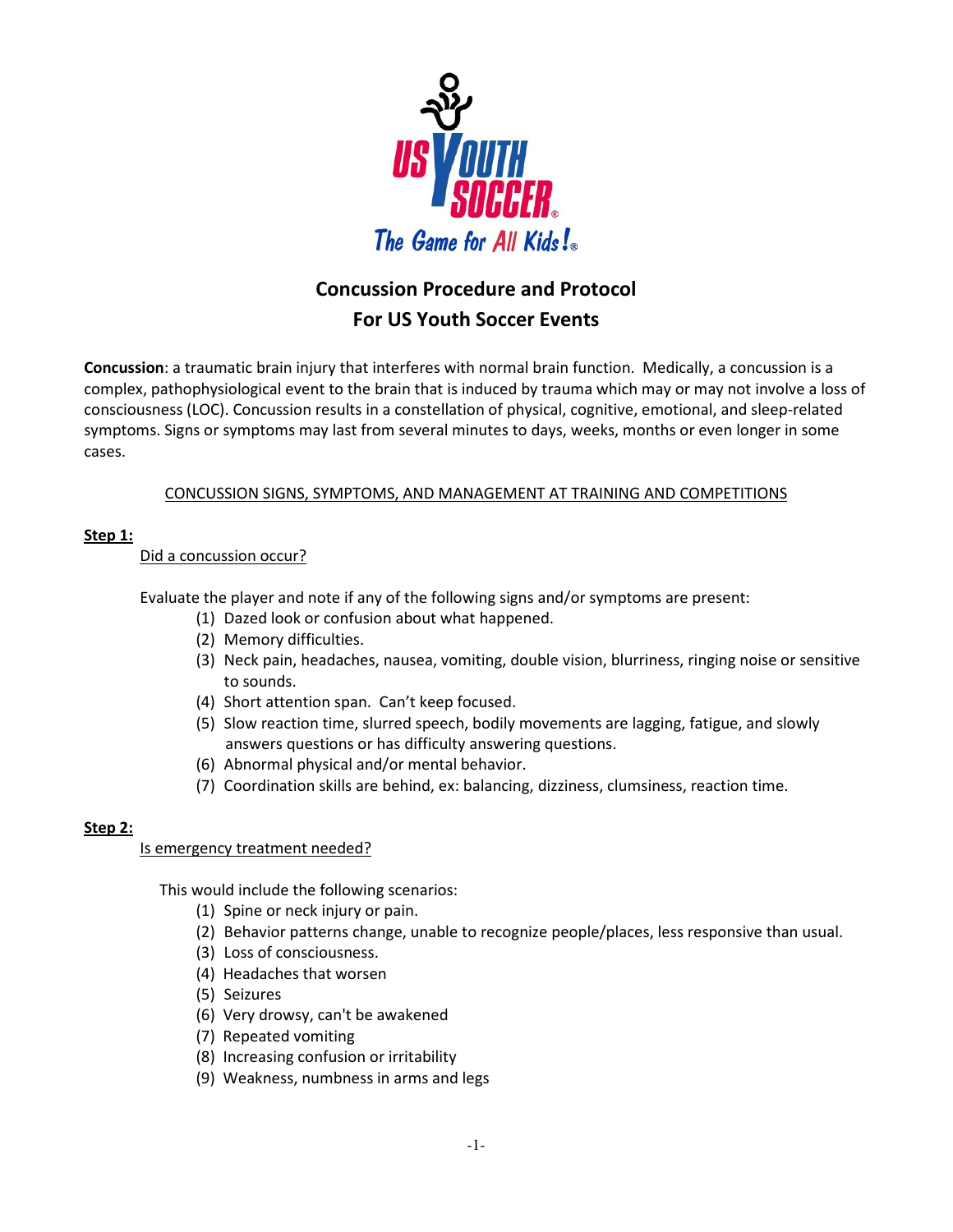# Concussion Procedure and Protocol
# For US Youth Soccer Events

**Concussion**: a traumatic brain injury that interferes with normal brain function. Medically, a concussion is a complex, pathophysiological event to the brain that is induced by trauma which may or may not involve a loss of consciousness (LOC). Concussion results in a constellation of physical, cognitive, emotional, and sleep-related symptoms. Signs or symptoms may last from several minutes to days, weeks, months or even longer in some cases.

## CONCUSSION SIGNS, SYMPTOMS, AND MANAGEMENT AT TRAINING AND COMPETITIONS

### Step 1:

Did a concussion occur?

Evaluate the player and note if any of the following signs and/or symptoms are present:

(1) Dazed look or confusion about what happened.
(2) Memory difficulties.
(3) Neck pain, headaches, nausea, vomiting, double vision, blurriness, ringing noise or sensitive to sounds.
(4) Short attention span. Can't keep focused.
(5) Slow reaction time, slurred speech, bodily movements are lagging, fatigue, and slowly answers questions or has difficulty answering questions.
(6) Abnormal physical and/or mental behavior.
(7) Coordination skills are behind, ex: balancing, dizziness, clumsiness, reaction time.

### Step 2:

Is emergency treatment needed?

This would include the following scenarios:

(1) Spine or neck injury or pain.
(2) Behavior patterns change, unable to recognize people/places, less responsive than usual.
(3) Loss of consciousness.
(4) Headaches that worsen
(5) Seizures
(6) Very drowsy, can't be awakened
(7) Repeated vomiting
(8) Increasing confusion or irritability
(9) Weakness, numbness in arms and legs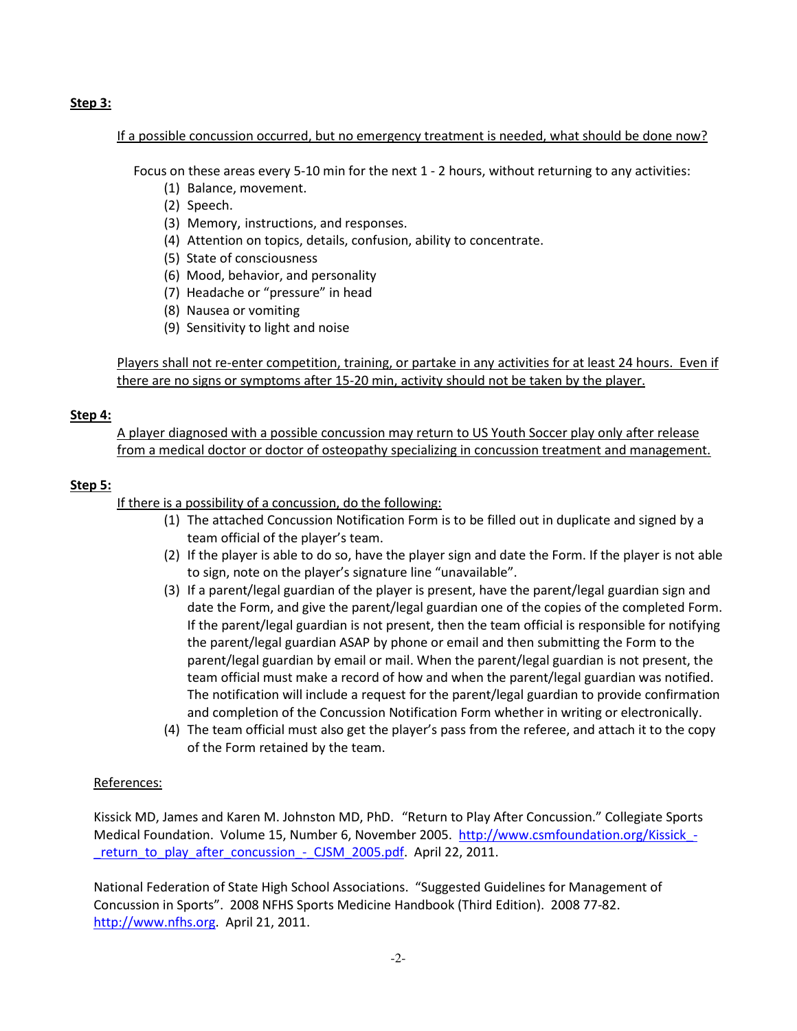**Step 3:**

If a possible concussion occurred, but no emergency treatment is needed, what should be done now?

Focus on these areas every 5-10 min for the next 1 - 2 hours, without returning to any activities:

1. Balance, movement.
2. Speech.
3. Memory, instructions, and responses.
4. Attention on topics, details, confusion, ability to concentrate.
5. State of consciousness
6. Mood, behavior, and personality
7. Headache or "pressure" in head
8. Nausea or vomiting
9. Sensitivity to light and noise

Players shall not re-enter competition, training, or partake in any activities for at least 24 hours. Even if there are no signs or symptoms after 15-20 min, activity should not be taken by the player.

**Step 4:**

A player diagnosed with a possible concussion may return to US Youth Soccer play only after release from a medical doctor or doctor of osteopathy specializing in concussion treatment and management.

**Step 5:**

If there is a possibility of a concussion, do the following:

1. The attached Concussion Notification Form is to be filled out in duplicate and signed by a team official of the player's team.
2. If the player is able to do so, have the player sign and date the Form. If the player is not able to sign, note on the player's signature line "unavailable".
3. If a parent/legal guardian of the player is present, have the parent/legal guardian sign and date the Form, and give the parent/legal guardian one of the copies of the completed Form. If the parent/legal guardian is not present, then the team official is responsible for notifying the parent/legal guardian ASAP by phone or email and then submitting the Form to the parent/legal guardian by email or mail. When the parent/legal guardian is not present, the team official must make a record of how and when the parent/legal guardian was notified. The notification will include a request for the parent/legal guardian to provide confirmation and completion of the Concussion Notification Form whether in writing or electronically.
4. The team official must also get the player's pass from the referee, and attach it to the copy of the Form retained by the team.

References:

Kissick MD, James and Karen M. Johnston MD, PhD. "Return to Play After Concussion." Collegiate Sports Medical Foundation. Volume 15, Number 6, November 2005. http://www.csmfoundation.org/Kissick_-_return_to_play_after_concussion_-_CJSM_2005.pdf. April 22, 2011.

National Federation of State High School Associations. "Suggested Guidelines for Management of Concussion in Sports". 2008 NFHS Sports Medicine Handbook (Third Edition). 2008 77-82. http://www.nfhs.org. April 21, 2011.